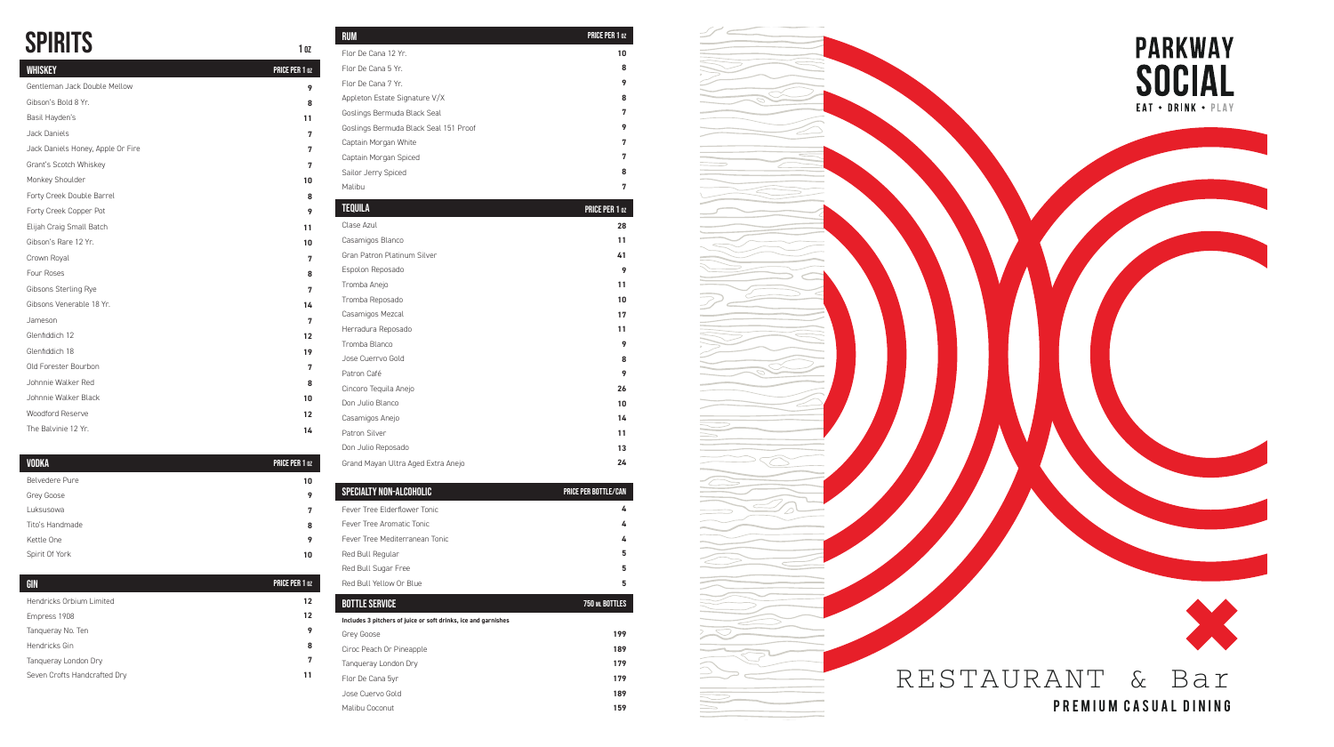# SPIRITS

1 OZ

| WHISKEY | PRICE PER 1 OZ |
| --- | --- |
| Gentleman Jack Double Mellow | 9 |
| Gibson's Bold 8 Yr. | 8 |
| Basil Hayden's | 11 |
| Jack Daniels | 7 |
| Jack Daniels Honey, Apple Or Fire | 7 |
| Grant's Scotch Whiskey | 7 |
| Monkey Shoulder | 10 |
| Forty Creek Double Barrel | 8 |
| Forty Creek Copper Pot | 9 |
| Elijah Craig Small Batch | 11 |
| Gibson's Rare 12 Yr. | 10 |
| Crown Royal | 7 |
| Four Roses | 8 |
| Gibsons Sterling Rye | 7 |
| Gibsons Venerable 18 Yr. | 14 |
| Jameson | 7 |
| Glenfiddich 12 | 12 |
| Glenfiddich 18 | 19 |
| Old Forester Bourbon | 7 |
| Johnnie Walker Red | 8 |
| Johnnie Walker Black | 10 |
| Woodford Reserve | 12 |
| The Balvinie 12 Yr. | 14 |

| VODKA | PRICE PER 1 OZ |
| --- | --- |
| Belvedere Pure | 10 |
| Grey Goose | 9 |
| Luksusowa | 7 |
| Tito's Handmade | 8 |
| Kettle One | 9 |
| Spirit Of York | 10 |

| GIN | PRICE PER 1 OZ |
| --- | --- |
| Hendricks Orbium Limited | 12 |
| Empress 1908 | 12 |
| Tanqueray No. Ten | 9 |
| Hendricks Gin | 8 |
| Tanqueray London Dry | 7 |
| Seven Crofts Handcrafted Dry | 11 |

| RUM | PRICE PER 1 OZ |
| --- | --- |
| Flor De Cana 12 Yr. | 10 |
| Flor De Cana 5 Yr. | 8 |
| Flor De Cana 7 Yr. | 9 |
| Appleton Estate Signature V/X | 8 |
| Goslings Bermuda Black Seal | 7 |
| Goslings Bermuda Black Seal 151 Proof | 9 |
| Captain Morgan White | 7 |
| Captain Morgan Spiced | 7 |
| Sailor Jerry Spiced | 8 |
| Malibu | 7 |

| TEQUILA | PRICE PER 1 OZ |
| --- | --- |
| Clase Azul | 28 |
| Casamigos Blanco | 11 |
| Gran Patron Platinum Silver | 41 |
| Espolon Reposado | 9 |
| Tromba Anejo | 11 |
| Tromba Reposado | 10 |
| Casamigos Mezcal | 17 |
| Herradura Reposado | 11 |
| Tromba Blanco | 9 |
| Jose Cuerrvo Gold | 8 |
| Patron Café | 9 |
| Cincoro Tequila Anejo | 26 |
| Don Julio Blanco | 10 |
| Casamigos Anejo | 14 |
| Patron Silver | 11 |
| Don Julio Reposado | 13 |
| Grand Mayan Ultra Aged Extra Anejo | 24 |

| SPECIALTY NON-ALCOHOLIC | PRICE PER BOTTLE/CAN |
| --- | --- |
| Fever Tree Elderflower Tonic | 4 |
| Fever Tree Aromatic Tonic | 4 |
| Fever Tree Mediterranean Tonic | 4 |
| Red Bull Regular | 5 |
| Red Bull Sugar Free | 5 |
| Red Bull Yellow Or Blue | 5 |

| BOTTLE SERVICE | 750 ML BOTTLES |
| --- | --- |
| Includes 3 pitchers of juice or soft drinks, ice and garnishes | |
| Grey Goose | 199 |
| Ciroc Peach Or Pineapple | 189 |
| Tanqueray London Dry | 179 |
| Flor De Cana 5yr | 179 |
| Jose Cuervo Gold | 189 |
| Malibu Coconut | 159 |

# PARKWAY SOCIAL

EAT • DRINK • PLAY

RESTAURANT & Bar

**PREMIUM CASUAL DINING**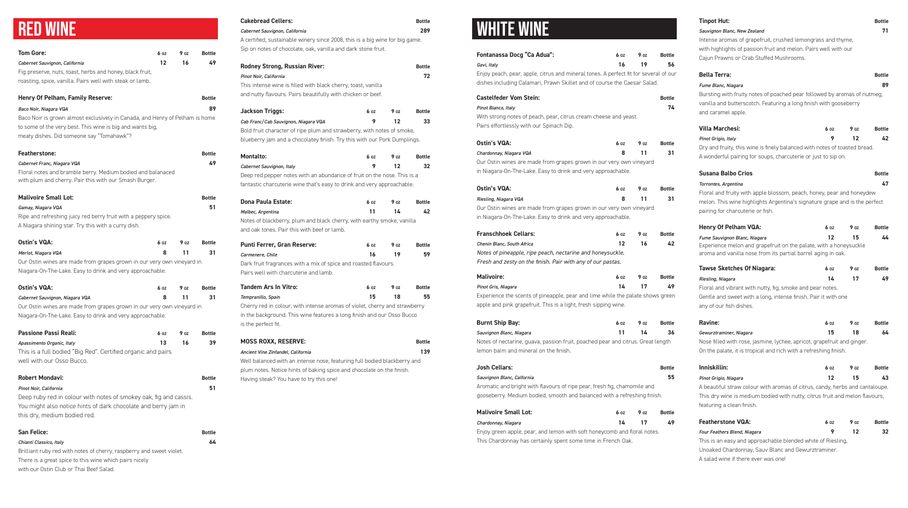# RED WINE

**Tom Gore:**

*Cabernet Sauvignon, California*

| 6 oz | 9 oz | Bottle |
|---|---|---|
| 12 | 16 | 49 |

Fig preserve, nuts, toast, herbs and honey, black fruit, roasting, spice, vanilla. Pairs well with steak or lamb.

**Henry Of Pelham, Family Reserve:** Bottle

*Baco Noir, Niagara VQA* 89

Baco Noir is grown almost exclusively in Canada, and Henry of Pelham is home to some of the very best. This wine is big and wants big, meaty dishes. Did someone say "Tomahawk"?

**Featherstone:** Bottle

*Cabernet Franc, Niagara VQA* 49

Floral notes and bramble berry. Medium bodied and balanced with plum and cherry. Pair this with our Smash Burger.

**Malivoire Small Lot:** Bottle

*Gamay, Niagara VQA* 51

Ripe and refreshing juicy red berry fruit with a peppery spice. A Niagara shining star. Try this with a curry dish.

**Ostin's VQA:**

*Merlot, Niagara VQA*

| 6 oz | 9 oz | Bottle |
|---|---|---|
| 8 | 11 | 31 |

Our Ostin wines are made from grapes grown in our very own vineyard in Niagara-On-The-Lake. Easy to drink and very approachable.

**Ostin's VQA:**

*Cabernet Sauvignon, Niagara VQA*

| 6 oz | 9 oz | Bottle |
|---|---|---|
| 8 | 11 | 31 |

Our Ostin wines are made from grapes grown in our very own vineyard in Niagara-On-The-Lake. Easy to drink and very approachable.

**Passione Passi Reali:**

*Apassimento Organic, Italy*

| 6 oz | 9 oz | Bottle |
|---|---|---|
| 13 | 16 | 39 |

This is a full bodied "Big Red". Certified organic and pairs well with our Osso Bucco.

**Robert Mondavi:** Bottle

*Pinot Noir, California* 51

Deep ruby red in colour with notes of smokey oak, fig and cassis. You might also notice hints of dark chocolate and berry jam in this dry, medium bodied red.

**San Felice:** Bottle

*Chianti Classico, Italy* 64

Brilliant ruby red with notes of cherry, raspberry and sweet violet. There is a great spice to this wine which pairs nicely with our Ostin Club or Thai Beef Salad.

**Cakebread Cellars:** Bottle

*Cabernet Sauvignon, California* 289

A certified, sustainable winery since 2008, this is a big wine for big game. Sip on notes of chocolate, oak, vanilla and dark stone fruit.

**Rodney Strong, Russian River:** Bottle

*Pinot Noir, California* 72

This intense wine is filled with black cherry, toast, vanilla and nutty flavours. Pairs beautifully with chicken or beef.

**Jackson Triggs:**

*Cab Franc/Cab Sauvignon, Niagara VQA*

| 6 oz | 9 oz | Bottle |
|---|---|---|
| 9 | 12 | 33 |

Bold fruit character of ripe plum and strawberry, with notes of smoke, blueberry jam and a chocolatey finish. Try this with our Pork Dumplings.

**Montalto:**

*Cabernet Sauvignon, Italy*

| 6 oz | 9 oz | Bottle |
|---|---|---|
| 9 | 12 | 32 |

Deep red pepper notes with an abundance of fruit on the nose. This is a fantastic charcuterie wine that's easy to drink and very approachable.

**Dona Paula Estate:**

*Malbec, Argentina*

| 6 oz | 9 oz | Bottle |
|---|---|---|
| 11 | 14 | 42 |

Notes of blackberry, plum and black cherry, with earthy smoke, vanilla and oak tones. Pair this with beef or lamb.

**Punti Ferrer, Gran Reserve:**

*Carmenere, Chile*

| 6 oz | 9 oz | Bottle |
|---|---|---|
| 16 | 19 | 59 |

Dark fruit fragrances with a mix of spice and roasted flavours. Pairs well with charcuterie and lamb.

**Tandem Ars In Vitro:**

*Tempranillo, Spain*

| 6 oz | 9 oz | Bottle |
|---|---|---|
| 15 | 18 | 55 |

Cherry red in colour, with intense aromas of violet, cherry and strawberry in the background. This wine features a long finish and our Osso Bucco is the perfect fit.

**MOSS ROXX, RESERVE:** Bottle

*Ancient Vine Zinfandel, California* 139

Well balanced with an intense nose, featuring full bodied blackberry and plum notes. Notice hints of baking spice and chocolate on the finish. Having steak? You have to try this one!

# WHITE WINE

**Fontanassa Docg "Ca Adua":**

*Gavi, Italy*

| 6 oz | 9 oz | Bottle |
|---|---|---|
| 16 | 19 | 56 |

Enjoy peach, pear, apple, citrus and mineral tones. A perfect fit for several of our dishes including Calamari, Prawn Skillet and of course the Caesar Salad.

**Castelfeder Vom Stein:** Bottle

*Pinot Bianco, Italy* 74

With strong notes of peach, pear, citrus cream cheese and yeast. Pairs effortlessly with our Spinach Dip.

**Ostin's VQA:**

*Chardonnay, Niagara VQA*

| 6 oz | 9 oz | Bottle |
|---|---|---|
| 8 | 11 | 31 |

Our Ostin wines are made from grapes grown in our very own vineyard in Niagara-On-The-Lake. Easy to drink and very approachable.

**Ostin's VQA:**

*Riesling, Niagara VQA*

| 6 oz | 9 oz | Bottle |
|---|---|---|
| 8 | 11 | 31 |

Our Ostin wines are made from grapes grown in our very own vineyard in Niagara-On-The-Lake. Easy to drink and very approachable.

**Franschhoek Cellars:**

*Chenin Blanc, South Africa*

| 6 oz | 9 oz | Bottle |
|---|---|---|
| 12 | 16 | 42 |

*Notes of pineapple, ripe peach, nectarine and honeysuckle. Fresh and zesty on the finish. Pair with any of our pastas.*

**Malivoire:**

*Pinot Gris, Niagara*

| 6 oz | 9 oz | Bottle |
|---|---|---|
| 14 | 17 | 49 |

Experience the scents of pineapple, pear and lime while the palate shows green apple and pink grapefruit. This is a light, fresh sipping wine.

**Burnt Ship Bay:**

*Sauvignon Blanc, Niagara*

| 6 oz | 9 oz | Bottle |
|---|---|---|
| 11 | 14 | 36 |

Notes of nectarine, guava, passion fruit, poached pear and citrus. Great length lemon balm and mineral on the finish.

**Josh Cellars:** Bottle

*Sauvignon Blanc, California* 55

Aromatic and bright with flavours of ripe pear, fresh fig, chamomile and gooseberry. Medium bodied, smooth and balanced with a refreshing finish.

**Malivoire Small Lot:**

*Chardonnay, Niagara*

| 6 oz | 9 oz | Bottle |
|---|---|---|
| 14 | 17 | 49 |

Enjoy green apple, pear, and lemon with soft honeycomb and floral notes. This Chardonnay has certainly spent some time in French Oak.

**Tinpot Hut:** Bottle

*Sauvignon Blanc, New Zealand* 71

Intense aromas of grapefruit, crushed lemongrass and thyme, with highlights of passion fruit and melon. Pairs well with our Cajun Prawns or Crab Stuffed Mushrooms.

**Bella Terra:** Bottle

*Fume Blanc, Niagara* 89

Bursting with fruity notes of poached pear followed by aromas of nutmeg, vanilla and butterscotch. Featuring a long finish with gooseberry and caramel apple.

**Villa Marchesi:**

*Pinot Grigio, Italy*

| 6 oz | 9 oz | Bottle |
|---|---|---|
| 9 | 12 | 42 |

Dry and fruity, this wine is finely balanced with notes of toasted bread. A wonderful pairing for soups, charcuterie or just to sip on.

**Susana Balbo Crios** Bottle

*Torrontes, Argentina* 47

Floral and fruity with apple blossom, peach, honey, pear and honeydew melon. This wine highlights Argentina's signature grape and is the perfect pairing for charcuterie or fish.

**Henry Of Pelham VQA:**

*Fume Sauvignon Blanc, Niagara*

| 6 oz | 9 oz | Bottle |
|---|---|---|
| 12 | 15 | 44 |

Experience melon and grapefruit on the palate, with a honeysuckle aroma and vanilla nose from its partial barrel aging in oak.

**Tawse Sketches Of Niagara:**

*Riesling, Niagara*

| 6 oz | 9 oz | Bottle |
|---|---|---|
| 14 | 17 | 49 |

Floral and vibrant with nutty, fig, smoke and pear notes. Gentle and sweet with a long, intense finish. Pair it with one any of our fish dishes.

**Ravine:**

*Gewurztraminer, Niagara*

| 6 oz | 9 oz | Bottle |
|---|---|---|
| 15 | 18 | 64 |

Nose filled with rose, jasmine, lychee, apricot, grapefruit and ginger. On the palate, it is tropical and rich with a refreshing finish.

**Inniskillin:**

*Pinot Grigio, Niagara*

| 6 oz | 9 oz | Bottle |
|---|---|---|
| 12 | 15 | 43 |

A beautiful straw colour with aromas of citrus, candy, herbs and cantaloupe. This dry wine is medium bodied with nutty, citrus fruit and melon flavours, featuring a clean finish.

**Featherstone VQA:**

*Four Feathers Blend, Niagara*

| 6 oz | 9 oz | Bottle |
|---|---|---|
| 9 | 12 | 32 |

This is an easy and approachable blended white of Riesling, Unoaked Chardonnay, Sauv Blanc and Gewurztraminer. A salad wine if there ever was one!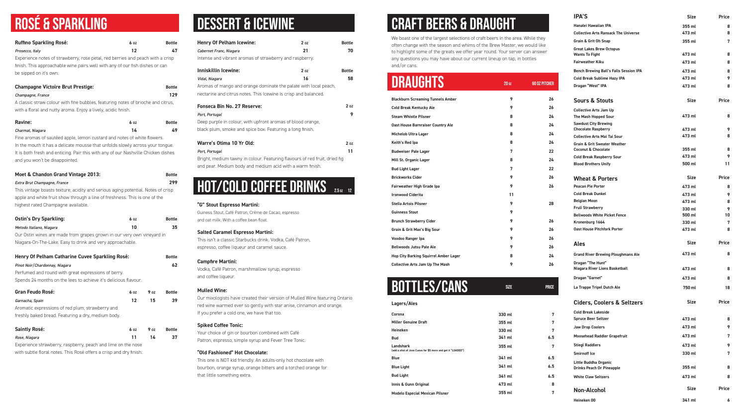# ROSÉ & SPARKLING

| **Ruffino Sparkling Rosé:** | 6 oz | Bottle |
|---|---|---|
| *Prosecco, Italy* | 12 | 47 |

Experience notes of strawberry, rose petal, red berries and peach with a crisp finish. This approachable wine pairs well with any of our fish dishes or can be sipped on it's own.

| **Champagne Victoire Brut Prestige:** | Bottle |
|---|---|
| *Champagne, France* | 129 |

A classic straw colour with fine bubbles, featuring notes of brioche and citrus, with a floral and nutty aroma. Enjoy a lively, acidic finish.

| **Ravine:** | 6 oz | Bottle |
|---|---|---|
| *Charmat, Niagara* | 14 | 49 |

Fine aromas of sautéed apple, lemon custard and notes of white flowers. In the mouth it has a delicate mousse that unfolds slowly across your tongue. It is both fresh and enticing. Pair this with any of our Nashville Chicken dishes and you won't be disappointed.

| **Moet & Chandon Grand Vintage 2013:** | Bottle |
|---|---|
| *Extra Brut Champagne, France* | 299 |

This vintage boasts texture, acidity and serious aging potential. Notes of crisp apple and white fruit show through a line of freshness. This is one of the highest rated Champagne available.

| **Ostin's Dry Sparkling:** | 6 oz | Bottle |
|---|---|---|
| *Metodo Italiano, Niagara* | 10 | 35 |

Our Ostin wines are made from grapes grown in our very own vineyard in Niagara-On-The-Lake. Easy to drink and very approachable.

| **Henry Of Pelham Catharine Cuvee Sparkling Rosé:** | Bottle |
|---|---|
| *Pinot Noir/Chardonnay, Niagara* | 62 |

Perfumed and round with great expressions of berry. Spends 24 months on the lees to achieve it's delicious flavour.

| **Gran Feudo Rosé:** | 6 oz | 9 oz | Bottle |
|---|---|---|---|
| *Garnacha, Spain* | 12 | 15 | 39 |

Aromatic expressions of red plum, strawberry and freshly baked bread. Featuring a dry, medium body.

| **Saintly Rosé:** | 6 oz | 9 oz | Bottle |
|---|---|---|---|
| *Rose, Niagara* | 11 | 14 | 37 |

Experience strawberry, raspberry, peach and lime on the nose with subtle floral notes. This Rosé offers a crisp and dry finish.

# DESSERT & ICEWINE

| **Henry Of Pelham Icewine:** | 2 oz | Bottle |
|---|---|---|
| *Cabernet Franc, Niagara* | 21 | 70 |

Intense and vibrant aromas of strawberry and raspberry.

| **Inniskillin Icewine:** | 2 oz | Bottle |
|---|---|---|
| *Vidal, Niagara* | 16 | 58 |

Aromas of mango and orange dominate the palate with local peach, nectarine and citrus notes. This Icewine is crisp and balanced.

| **Fonseca Bin No. 27 Reserve:** | 2 oz |
|---|---|
| *Port, Portugal* | 9 |

Deep purple in colour, with upfront aromas of blood orange, black plum, smoke and spice box. Featuring a long finish.

| **Warre's Otima 10 Yr Old:** | 2 oz |
|---|---|
| *Port, Portugal* | 11 |

Bright, medium tawny in colour. Featuring flavours of red fruit, dried fig and pear. Medium body and medium acid with a warm finish.

# HOT/COLD COFFEE DRINKS 2.5 oz 12

**"G" Stout Espresso Martini:**
Guiness Stout, Café Patron, Crème de Cacao, espresso and oat milk. With a coffee bean float.

**Salted Caramel Espresso Martini:**
This isn't a classic Starbucks drink. Vodka, Café Patron, espresso, coffee liqueur and caramel sauce.

**Campfire Martini:**
Vodka, Café Patron, marshmallow syrup, espresso and coffee liqueur.

**Mulled Wine:**
Our mixologists have created their version of Mulled Wine featuring Ontario red wine warmed ever so gently with star anise, cinnamon and orange. If you prefer a cold one, we have that too.

**Spiked Coffee Tonic:**
Your choice of gin or bourbon combined with Café Patron, espresso, simple syrup and Fever Tree Tonic.

**"Old Fashioned" Hot Chocolate:**
This one is NOT kid friendly. An adults-only hot chocolate with bourbon, orange syrup, orange bitters and a torched orange for that little something extra.

# CRAFT BEERS & DRAUGHT

We boast one of the largest selections of craft beers in the area. While they often change with the season and whims of the Brew Master, we would like to highlight some of the greats we offer year round. Your server can answer any questions you may have about our current lineup on tap, in bottles and/or cans.

## DRAUGHTS

| | 20 oz | 60 oz Pitcher |
|---|---|---|
| Blackburn Screaming Tunnels Amber | 9 | 26 |
| Cold Break Kentucky Ale | 9 | 26 |
| Steam Whistle Pilsner | 8 | 24 |
| Oast House Barnraiser Country Ale | 8 | 24 |
| Michelob Ultra Lager | 8 | 24 |
| Keith's Red Ipa | 8 | 24 |
| Budweiser Pale Lager | 7 | 22 |
| Mill St. Organic Lager | 8 | 24 |
| Bud Light Lager | 7 | 22 |
| Brickworks Cider | 9 | 26 |
| Fairweather High Grade Ipa | 9 | 26 |
| Ironwood Ciderita | 11 | |
| Stella Artois Pilsner | 9 | 28 |
| Guinness Stout | 9 | |
| Brunch Strawberry Cider | 9 | 26 |
| Grain & Grit Max's Big Sour | 9 | 26 |
| Voodoo Ranger Ipa | 9 | 26 |
| Bellwoods Jutsu Pale Ale | 9 | 26 |
| Hop City Barking Squirrel Amber Lager | 8 | 24 |
| Collective Arts Jam Up The Mash | 9 | 26 |

## BOTTLES/CANS

| Lagers/Ales | Size | Price |
|---|---|---|
| Corona | 330 ml | 7 |
| Miller Genuine Draft | 355 ml | 7 |
| Heineken | 330 ml | 7 |
| Bud | 341 ml | 6.5 |
| Landshark (add a shot of Jose Cuevo for $5 more and get it "LOADED") | 355 ml | 7 |
| Blue | 341 ml | 6.5 |
| Blue Light | 341 ml | 6.5 |
| Bud Light | 341 ml | 6.5 |
| Innis & Gunn Original | 473 ml | 8 |
| Modelo Especial Mexican Pilsner | 355 ml | 7 |

| IPA'S | Size | Price |
|---|---|---|
| Hanalei Hawaiian IPA | 355 ml | 8 |
| Collective Arts Ransack The Universe | 473 ml | 8 |
| Grain & Grit Oh Snap | 355 ml | 7 |
| Great Lakes Brew Octopus Wants To Fight | 473 ml | 8 |
| Fairweather Kiku | 473 ml | 8 |
| Bench Brewing Ball's Falls Session IPA | 473 ml | 8 |
| Cold Break Sublime Hazy IPA | 473 ml | 9 |
| Dragan "West" IPA | 473 ml | 8 |

| Sours & Stouts | Size | Price |
|---|---|---|
| Collective Arts Jam Up The Mash Hopped Sour | 473 ml | 8 |
| Sawdust City Brewing Chocolate Raspberry | 473 ml | 9 |
| Collective Arts Mai Tai Sour | 473 ml | 8 |
| Grain & Grit Sweater Weather Coconut & Chocolate | 355 ml | 8 |
| Cold Break Raspberry Sour | 473 ml | 9 |
| Blood Brothers Unify | 500 ml | 11 |

| Wheat & Porters | Size | Price |
|---|---|---|
| Peacan Pie Porter | 473 ml | 8 |
| Cold Break Dunkel | 473 ml | 9 |
| Belgian Moon | 473 ml | 8 |
| Fruli Strawberry | 330 ml | 9 |
| Bellwoods White Picket Fence | 500 ml | 10 |
| Kronenburg 1664 | 330 ml | 7 |
| Oast House Pitchfork Porter | 473 ml | 8 |

| Ales | Size | Price |
|---|---|---|
| Grand River Brewing Ploughmans Ale | 473 ml | 8 |
| Dragan "The Hunt" Niagara River Lions Basketball | 473 ml | 8 |
| Dragan "Garnet" | 473 ml | 8 |
| La Trappe Tripel Dutch Ale | 750 ml | 18 |

| Ciders, Coolers & Seltzers | Size | Price |
|---|---|---|
| Cold Break Lakeside Spruce Beer Seltzer | 473 ml | 8 |
| Jaw Drop Coolers | 473 ml | 9 |
| Moosehead Raddler Grapefruit | 473 ml | 7 |
| Stiegl Raddlers | 473 ml | 9 |
| Smirnoff Ice | 330 ml | 7 |
| Little Buddha Organic Drinks Peach Or Pineapple | 355 ml | 8 |
| White Claw Seltzers | 473 ml | 8 |

| Non-Alcohol | Size | Price |
|---|---|---|
| Heineken 00 | 341 ml | 6 |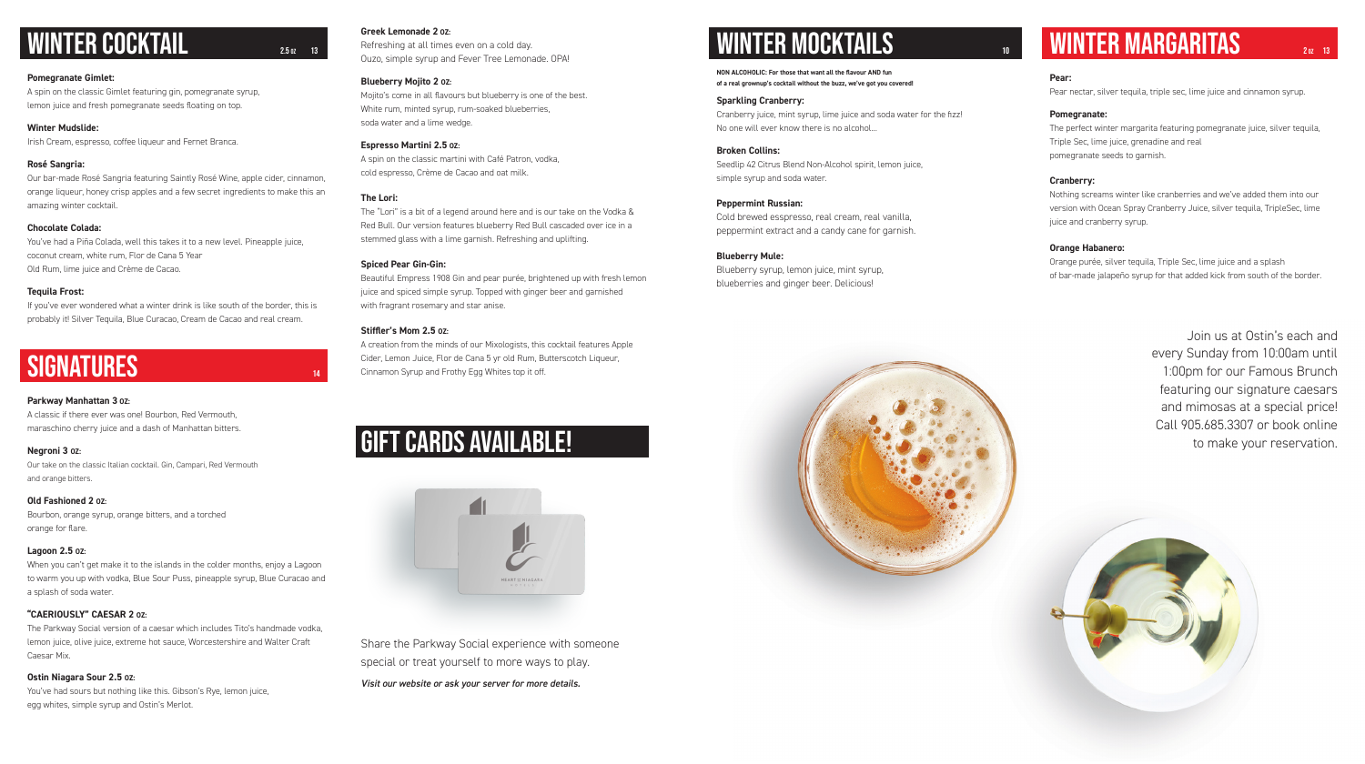# WINTER COCKTAIL

2.5 oz 13

**Pomegranate Gimlet:**
A spin on the classic Gimlet featuring gin, pomegranate syrup, lemon juice and fresh pomegranate seeds floating on top.

**Winter Mudslide:**
Irish Cream, espresso, coffee liqueur and Fernet Branca.

**Rosé Sangria:**
Our bar-made Rosé Sangria featuring Saintly Rosé Wine, apple cider, cinnamon, orange liqueur, honey crisp apples and a few secret ingredients to make this an amazing winter cocktail.

**Chocolate Colada:**
You've had a Piña Colada, well this takes it to a new level. Pineapple juice, coconut cream, white rum, Flor de Cana 5 Year Old Rum, lime juice and Crème de Cacao.

**Tequila Frost:**
If you've ever wondered what a winter drink is like south of the border, this is probably it! Silver Tequila, Blue Curacao, Cream de Cacao and real cream.

# SIGNATURES

14

**Parkway Manhattan 3 oz:**
A classic if there ever was one! Bourbon, Red Vermouth, maraschino cherry juice and a dash of Manhattan bitters.

**Negroni 3 oz:**
Our take on the classic Italian cocktail. Gin, Campari, Red Vermouth and orange bitters.

**Old Fashioned 2 oz:**
Bourbon, orange syrup, orange bitters, and a torched orange for flare.

**Lagoon 2.5 oz:**
When you can't get make it to the islands in the colder months, enjoy a Lagoon to warm you up with vodka, Blue Sour Puss, pineapple syrup, Blue Curacao and a splash of soda water.

**"CAERIOUSLY" CAESAR 2 oz:**
The Parkway Social version of a caesar which includes Tito's handmade vodka, lemon juice, olive juice, extreme hot sauce, Worcestershire and Walter Craft Caesar Mix.

**Ostin Niagara Sour 2.5 oz:**
You've had sours but nothing like this. Gibson's Rye, lemon juice, egg whites, simple syrup and Ostin's Merlot.

**Greek Lemonade 2 oz:**
Refreshing at all times even on a cold day. Ouzo, simple syrup and Fever Tree Lemonade. OPA!

**Blueberry Mojito 2 oz:**
Mojito's come in all flavours but blueberry is one of the best. White rum, minted syrup, rum-soaked blueberries, soda water and a lime wedge.

**Espresso Martini 2.5 oz:**
A spin on the classic martini with Café Patron, vodka, cold espresso, Crème de Cacao and oat milk.

**The Lori:**
The "Lori" is a bit of a legend around here and is our take on the Vodka & Red Bull. Our version features blueberry Red Bull cascaded over ice in a stemmed glass with a lime garnish. Refreshing and uplifting.

**Spiced Pear Gin-Gin:**
Beautiful Empress 1908 Gin and pear purée, brightened up with fresh lemon juice and spiced simple syrup. Topped with ginger beer and garnished with fragrant rosemary and star anise.

**Stiffler's Mom 2.5 oz:**
A creation from the minds of our Mixologists, this cocktail features Apple Cider, Lemon Juice, Flor de Cana 5 yr old Rum, Butterscotch Liqueur, Cinnamon Syrup and Frothy Egg Whites top it off.

# GIFT CARDS AVAILABLE!

Share the Parkway Social experience with someone special or treat yourself to more ways to play.

*Visit our website or ask your server for more details.*

# WINTER MOCKTAILS

10

**NON ALCOHOLIC: For those that want all the flavour AND fun of a real grownup's cocktail without the buzz, we've got you covered!**

**Sparkling Cranberry:**
Cranberry juice, mint syrup, lime juice and soda water for the fizz! No one will ever know there is no alcohol...

**Broken Collins:**
Seedlip 42 Citrus Blend Non-Alcohol spirit, lemon juice, simple syrup and soda water.

**Peppermint Russian:**
Cold brewed esspresso, real cream, real vanilla, peppermint extract and a candy cane for garnish.

**Blueberry Mule:**
Blueberry syrup, lemon juice, mint syrup, blueberries and ginger beer. Delicious!

# WINTER MARGARITAS

2 oz 13

**Pear:**
Pear nectar, silver tequila, triple sec, lime juice and cinnamon syrup.

**Pomegranate:**
The perfect winter margarita featuring pomegranate juice, silver tequila, Triple Sec, lime juice, grenadine and real pomegranate seeds to garnish.

**Cranberry:**
Nothing screams winter like cranberries and we've added them into our version with Ocean Spray Cranberry Juice, silver tequila, TripleSec, lime juice and cranberry syrup.

**Orange Habanero:**
Orange purée, silver tequila, Triple Sec, lime juice and a splash of bar-made jalapeño syrup for that added kick from south of the border.

Join us at Ostin's each and every Sunday from 10:00am until 1:00pm for our Famous Brunch featuring our signature caesars and mimosas at a special price! Call 905.685.3307 or book online to make your reservation.